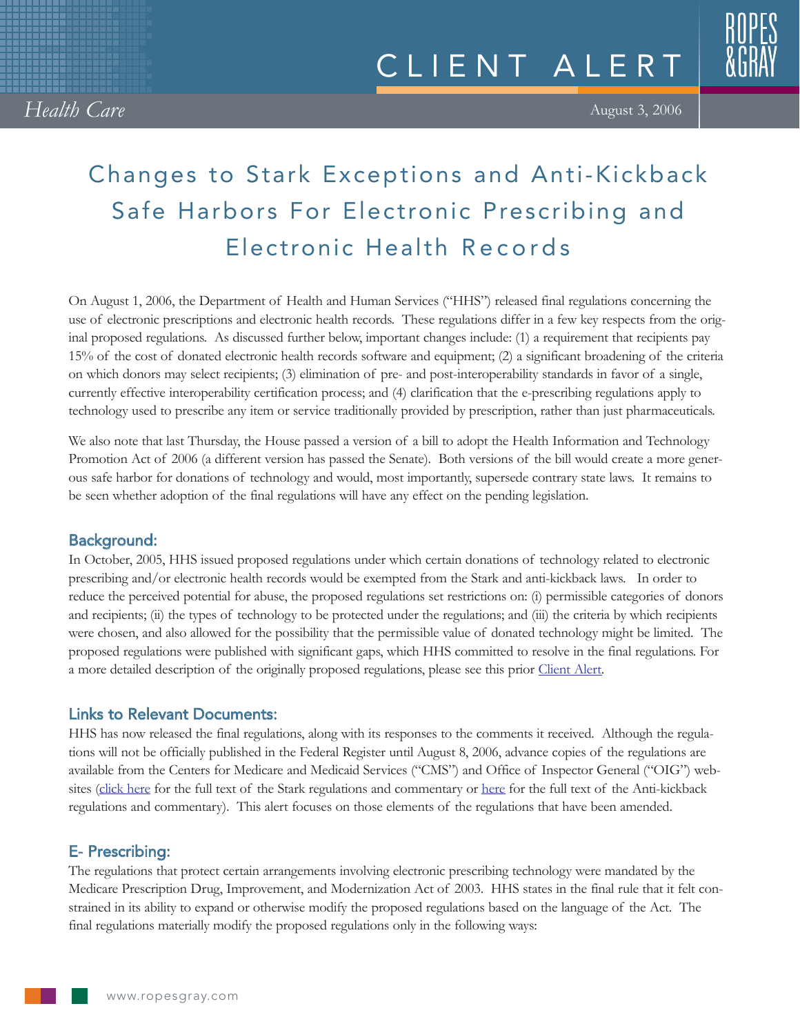CLIENT ALERT

*Health Care* — August 3, 2006

# Changes to Stark Exceptions and Anti-Kickback Safe Harbors For Electronic Prescribing and Electronic Health Records

On August 1, 2006, the Department of Health and Human Services ("HHS") released final regulations concerning the use of electronic prescriptions and electronic health records. These regulations differ in a few key respects from the original proposed regulations. As discussed further below, important changes include: (1) a requirement that recipients pay 15% of the cost of donated electronic health records software and equipment; (2) a significant broadening of the criteria on which donors may select recipients; (3) elimination of pre- and post-interoperability standards in favor of a single, currently effective interoperability certification process; and (4) clarification that the e-prescribing regulations apply to technology used to prescribe any item or service traditionally provided by prescription, rather than just pharmaceuticals.

We also note that last Thursday, the House passed a version of a bill to adopt the Health Information and Technology Promotion Act of 2006 (a different version has passed the Senate). Both versions of the bill would create a more generous safe harbor for donations of technology and would, most importantly, supersede contrary state laws. It remains to be seen whether adoption of the final regulations will have any effect on the pending legislation.

## Background:

In October, 2005, HHS issued proposed regulations under which certain donations of technology related to electronic prescribing and/or electronic health records would be exempted from the Stark and anti-kickback laws. In order to reduce the perceived potential for abuse, the proposed regulations set restrictions on: (i) permissible categories of donors and recipients; (ii) the types of technology to be protected under the regulations; and (iii) the criteria by which recipients were chosen, and also allowed for the possibility that the permissible value of donated technology might be limited. The proposed regulations were published with significant gaps, which HHS committed to resolve in the final regulations. For a more detailed description of the originally proposed regulations, please see this prior Client Alert.

## Links to Relevant Documents:

HHS has now released the final regulations, along with its responses to the comments it received. Although the regulations will not be officially published in the Federal Register until August 8, 2006, advance copies of the regulations are available from the Centers for Medicare and Medicaid Services ("CMS") and Office of Inspector General ("OIG") websites (click here for the full text of the Stark regulations and commentary or here for the full text of the Anti-kickback regulations and commentary). This alert focuses on those elements of the regulations that have been amended.

## E- Prescribing:

The regulations that protect certain arrangements involving electronic prescribing technology were mandated by the Medicare Prescription Drug, Improvement, and Modernization Act of 2003. HHS states in the final rule that it felt constrained in its ability to expand or otherwise modify the proposed regulations based on the language of the Act. The final regulations materially modify the proposed regulations only in the following ways: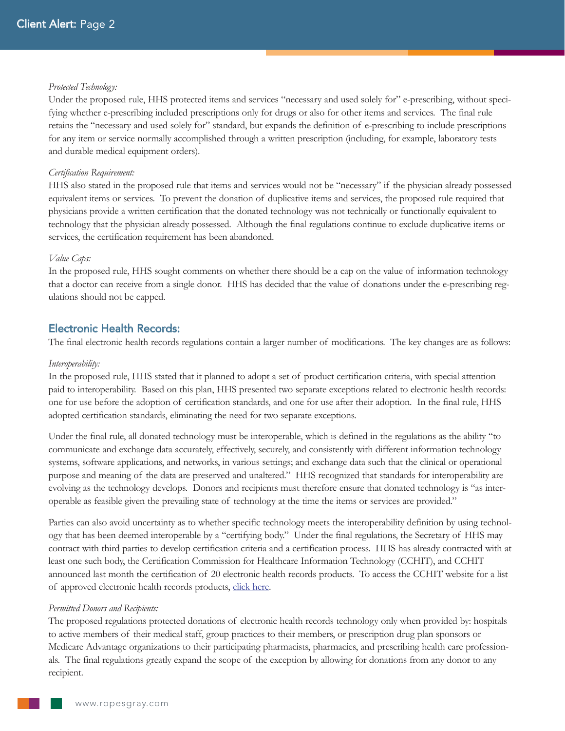*Protected Technology:*

Under the proposed rule, HHS protected items and services "necessary and used solely for" e-prescribing, without specifying whether e-prescribing included prescriptions only for drugs or also for other items and services. The final rule retains the "necessary and used solely for" standard, but expands the definition of e-prescribing to include prescriptions for any item or service normally accomplished through a written prescription (including, for example, laboratory tests and durable medical equipment orders).

*Certification Requirement:*

HHS also stated in the proposed rule that items and services would not be "necessary" if the physician already possessed equivalent items or services. To prevent the donation of duplicative items and services, the proposed rule required that physicians provide a written certification that the donated technology was not technically or functionally equivalent to technology that the physician already possessed. Although the final regulations continue to exclude duplicative items or services, the certification requirement has been abandoned.

*Value Caps:*

In the proposed rule, HHS sought comments on whether there should be a cap on the value of information technology that a doctor can receive from a single donor. HHS has decided that the value of donations under the e-prescribing regulations should not be capped.

## Electronic Health Records:

The final electronic health records regulations contain a larger number of modifications. The key changes are as follows:

*Interoperability:*

In the proposed rule, HHS stated that it planned to adopt a set of product certification criteria, with special attention paid to interoperability. Based on this plan, HHS presented two separate exceptions related to electronic health records: one for use before the adoption of certification standards, and one for use after their adoption. In the final rule, HHS adopted certification standards, eliminating the need for two separate exceptions.

Under the final rule, all donated technology must be interoperable, which is defined in the regulations as the ability "to communicate and exchange data accurately, effectively, securely, and consistently with different information technology systems, software applications, and networks, in various settings; and exchange data such that the clinical or operational purpose and meaning of the data are preserved and unaltered." HHS recognized that standards for interoperability are evolving as the technology develops. Donors and recipients must therefore ensure that donated technology is "as interoperable as feasible given the prevailing state of technology at the time the items or services are provided."

Parties can also avoid uncertainty as to whether specific technology meets the interoperability definition by using technology that has been deemed interoperable by a "certifying body." Under the final regulations, the Secretary of HHS may contract with third parties to develop certification criteria and a certification process. HHS has already contracted with at least one such body, the Certification Commission for Healthcare Information Technology (CCHIT), and CCHIT announced last month the certification of 20 electronic health records products. To access the CCHIT website for a list of approved electronic health records products, click here.

*Permitted Donors and Recipients:*

The proposed regulations protected donations of electronic health records technology only when provided by: hospitals to active members of their medical staff, group practices to their members, or prescription drug plan sponsors or Medicare Advantage organizations to their participating pharmacists, pharmacies, and prescribing health care professionals. The final regulations greatly expand the scope of the exception by allowing for donations from any donor to any recipient.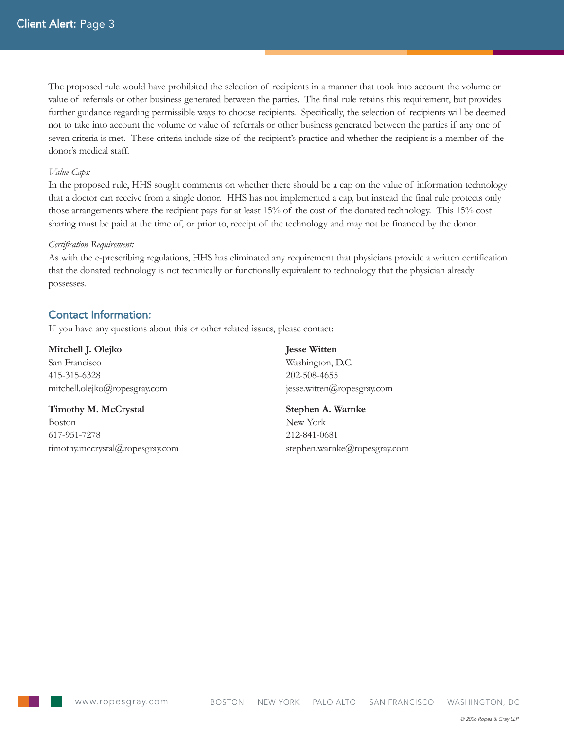The proposed rule would have prohibited the selection of recipients in a manner that took into account the volume or value of referrals or other business generated between the parties. The final rule retains this requirement, but provides further guidance regarding permissible ways to choose recipients. Specifically, the selection of recipients will be deemed not to take into account the volume or value of referrals or other business generated between the parties if any one of seven criteria is met. These criteria include size of the recipient's practice and whether the recipient is a member of the donor's medical staff.

*Value Caps:*

In the proposed rule, HHS sought comments on whether there should be a cap on the value of information technology that a doctor can receive from a single donor. HHS has not implemented a cap, but instead the final rule protects only those arrangements where the recipient pays for at least 15% of the cost of the donated technology. This 15% cost sharing must be paid at the time of, or prior to, receipt of the technology and may not be financed by the donor.

*Certification Requirement:*

As with the e-prescribing regulations, HHS has eliminated any requirement that physicians provide a written certification that the donated technology is not technically or functionally equivalent to technology that the physician already possesses.

## Contact Information:

If you have any questions about this or other related issues, please contact:

**Mitchell J. Olejko**
San Francisco
415-315-6328
mitchell.olejko@ropesgray.com

**Timothy M. McCrystal**
Boston
617-951-7278
timothy.mccrystal@ropesgray.com

**Jesse Witten**
Washington, D.C.
202-508-4655
jesse.witten@ropesgray.com

**Stephen A. Warnke**
New York
212-841-0681
stephen.warnke@ropesgray.com

www.ropesgray.com BOSTON NEW YORK PALO ALTO SAN FRANCISCO WASHINGTON, DC

© 2006 Ropes & Gray LLP